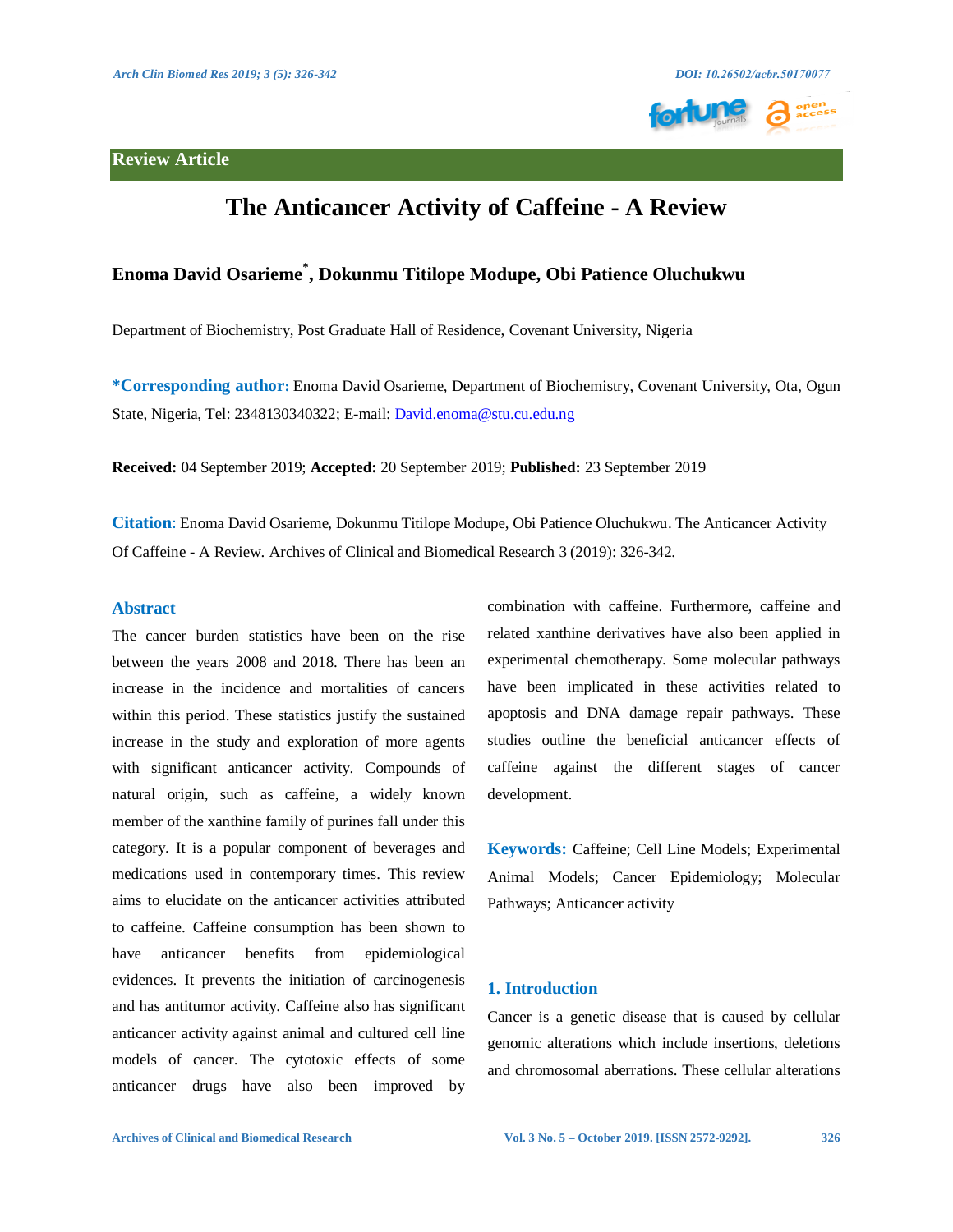Review Article

# The Anticancer Activity of Caffeine - A Review

**Enoma David Osarieme*, Dokunmu Titilope Modupe, Obi Patience Oluchukwu**

Department of Biochemistry, Post Graduate Hall of Residence, Covenant University, Nigeria

***Corresponding author:** Enoma David Osarieme, Department of Biochemistry, Covenant University, Ota, Ogun State, Nigeria, Tel: 2348130340322; E-mail: David.enoma@stu.cu.edu.ng

**Received:** 04 September 2019; **Accepted:** 20 September 2019; **Published:** 23 September 2019

**Citation**: Enoma David Osarieme, Dokunmu Titilope Modupe, Obi Patience Oluchukwu. The Anticancer Activity Of Caffeine - A Review. Archives of Clinical and Biomedical Research 3 (2019): 326-342.

## Abstract

The cancer burden statistics have been on the rise between the years 2008 and 2018. There has been an increase in the incidence and mortalities of cancers within this period. These statistics justify the sustained increase in the study and exploration of more agents with significant anticancer activity. Compounds of natural origin, such as caffeine, a widely known member of the xanthine family of purines fall under this category. It is a popular component of beverages and medications used in contemporary times. This review aims to elucidate on the anticancer activities attributed to caffeine. Caffeine consumption has been shown to have anticancer benefits from epidemiological evidences. It prevents the initiation of carcinogenesis and has antitumor activity. Caffeine also has significant anticancer activity against animal and cultured cell line models of cancer. The cytotoxic effects of some anticancer drugs have also been improved by combination with caffeine. Furthermore, caffeine and related xanthine derivatives have also been applied in experimental chemotherapy. Some molecular pathways have been implicated in these activities related to apoptosis and DNA damage repair pathways. These studies outline the beneficial anticancer effects of caffeine against the different stages of cancer development.

**Keywords:** Caffeine; Cell Line Models; Experimental Animal Models; Cancer Epidemiology; Molecular Pathways; Anticancer activity

## 1. Introduction

Cancer is a genetic disease that is caused by cellular genomic alterations which include insertions, deletions and chromosomal aberrations. These cellular alterations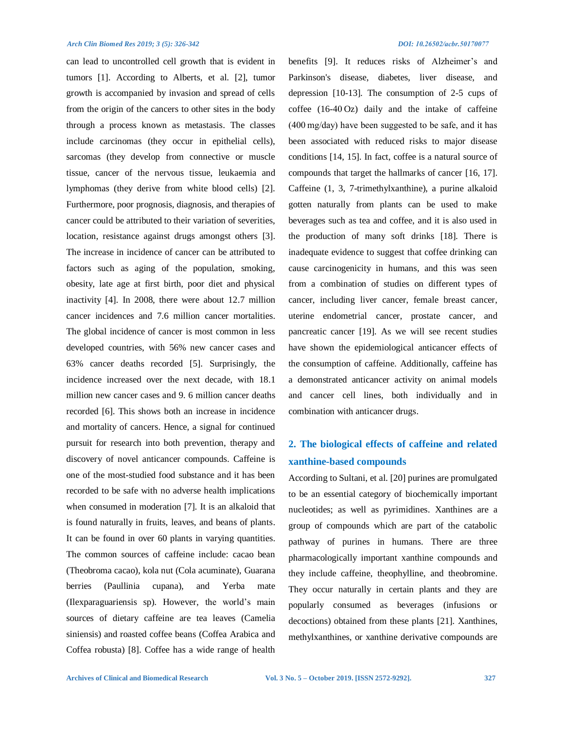can lead to uncontrolled cell growth that is evident in tumors [1]. According to Alberts, et al. [2], tumor growth is accompanied by invasion and spread of cells from the origin of the cancers to other sites in the body through a process known as metastasis. The classes include carcinomas (they occur in epithelial cells), sarcomas (they develop from connective or muscle tissue, cancer of the nervous tissue, leukaemia and lymphomas (they derive from white blood cells) [2]. Furthermore, poor prognosis, diagnosis, and therapies of cancer could be attributed to their variation of severities, location, resistance against drugs amongst others [3]. The increase in incidence of cancer can be attributed to factors such as aging of the population, smoking, obesity, late age at first birth, poor diet and physical inactivity [4]. In 2008, there were about 12.7 million cancer incidences and 7.6 million cancer mortalities. The global incidence of cancer is most common in less developed countries, with 56% new cancer cases and 63% cancer deaths recorded [5]. Surprisingly, the incidence increased over the next decade, with 18.1 million new cancer cases and 9. 6 million cancer deaths recorded [6]. This shows both an increase in incidence and mortality of cancers. Hence, a signal for continued pursuit for research into both prevention, therapy and discovery of novel anticancer compounds. Caffeine is one of the most-studied food substance and it has been recorded to be safe with no adverse health implications when consumed in moderation [7]. It is an alkaloid that is found naturally in fruits, leaves, and beans of plants. It can be found in over 60 plants in varying quantities. The common sources of caffeine include: cacao bean (Theobroma cacao), kola nut (Cola acuminate), Guarana berries (Paullinia cupana), and Yerba mate (Ilexparaguariensis sp). However, the world's main sources of dietary caffeine are tea leaves (Camelia siniensis) and roasted coffee beans (Coffea Arabica and Coffea robusta) [8]. Coffee has a wide range of health benefits [9]. It reduces risks of Alzheimer's and Parkinson's disease, diabetes, liver disease, and depression [10-13]. The consumption of 2-5 cups of coffee (16-40 Oz) daily and the intake of caffeine (400 mg/day) have been suggested to be safe, and it has been associated with reduced risks to major disease conditions [14, 15]. In fact, coffee is a natural source of compounds that target the hallmarks of cancer [16, 17]. Caffeine (1, 3, 7-trimethylxanthine), a purine alkaloid gotten naturally from plants can be used to make beverages such as tea and coffee, and it is also used in the production of many soft drinks [18]. There is inadequate evidence to suggest that coffee drinking can cause carcinogenicity in humans, and this was seen from a combination of studies on different types of cancer, including liver cancer, female breast cancer, uterine endometrial cancer, prostate cancer, and pancreatic cancer [19]. As we will see recent studies have shown the epidemiological anticancer effects of the consumption of caffeine. Additionally, caffeine has a demonstrated anticancer activity on animal models and cancer cell lines, both individually and in combination with anticancer drugs.

## 2. The biological effects of caffeine and related xanthine-based compounds

According to Sultani, et al. [20] purines are promulgated to be an essential category of biochemically important nucleotides; as well as pyrimidines. Xanthines are a group of compounds which are part of the catabolic pathway of purines in humans. There are three pharmacologically important xanthine compounds and they include caffeine, theophylline, and theobromine. They occur naturally in certain plants and they are popularly consumed as beverages (infusions or decoctions) obtained from these plants [21]. Xanthines, methylxanthines, or xanthine derivative compounds are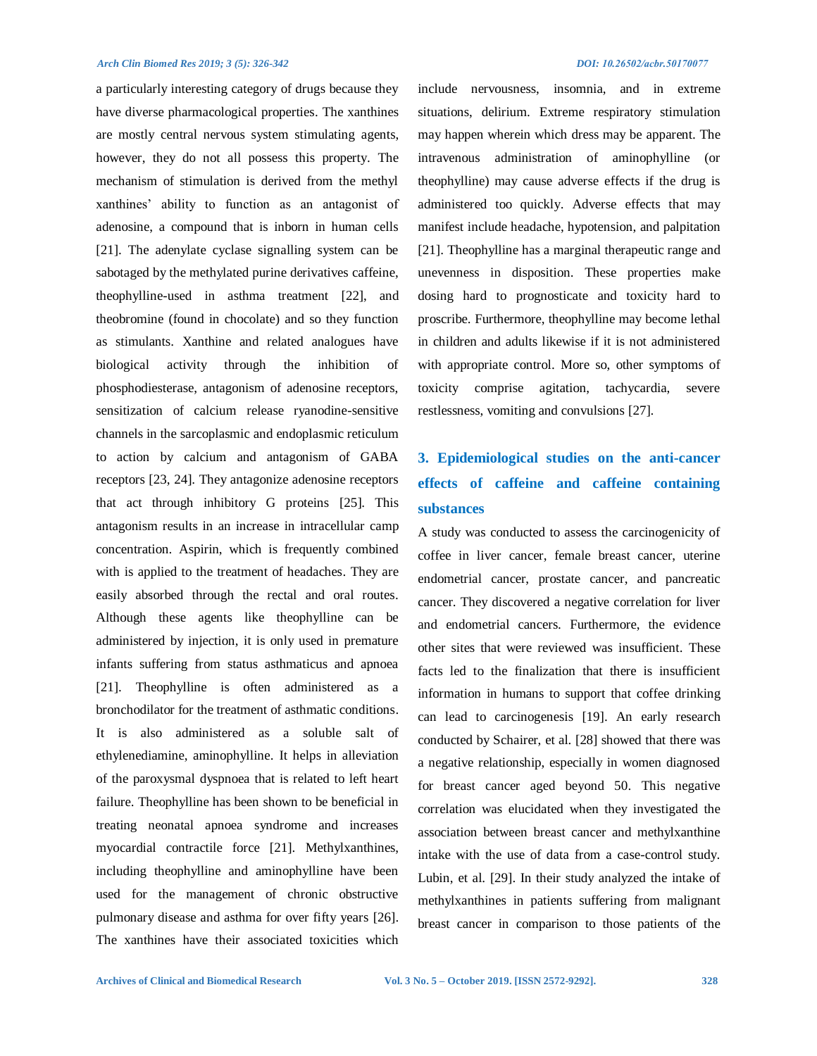a particularly interesting category of drugs because they have diverse pharmacological properties. The xanthines are mostly central nervous system stimulating agents, however, they do not all possess this property. The mechanism of stimulation is derived from the methyl xanthines' ability to function as an antagonist of adenosine, a compound that is inborn in human cells [21]. The adenylate cyclase signalling system can be sabotaged by the methylated purine derivatives caffeine, theophylline-used in asthma treatment [22], and theobromine (found in chocolate) and so they function as stimulants. Xanthine and related analogues have biological activity through the inhibition of phosphodiesterase, antagonism of adenosine receptors, sensitization of calcium release ryanodine-sensitive channels in the sarcoplasmic and endoplasmic reticulum to action by calcium and antagonism of GABA receptors [23, 24]. They antagonize adenosine receptors that act through inhibitory G proteins [25]. This antagonism results in an increase in intracellular camp concentration. Aspirin, which is frequently combined with is applied to the treatment of headaches. They are easily absorbed through the rectal and oral routes. Although these agents like theophylline can be administered by injection, it is only used in premature infants suffering from status asthmaticus and apnoea [21]. Theophylline is often administered as a bronchodilator for the treatment of asthmatic conditions. It is also administered as a soluble salt of ethylenediamine, aminophylline. It helps in alleviation of the paroxysmal dyspnoea that is related to left heart failure. Theophylline has been shown to be beneficial in treating neonatal apnoea syndrome and increases myocardial contractile force [21]. Methylxanthines, including theophylline and aminophylline have been used for the management of chronic obstructive pulmonary disease and asthma for over fifty years [26]. The xanthines have their associated toxicities which include nervousness, insomnia, and in extreme situations, delirium. Extreme respiratory stimulation may happen wherein which dress may be apparent. The intravenous administration of aminophylline (or theophylline) may cause adverse effects if the drug is administered too quickly. Adverse effects that may manifest include headache, hypotension, and palpitation [21]. Theophylline has a marginal therapeutic range and unevenness in disposition. These properties make dosing hard to prognosticate and toxicity hard to proscribe. Furthermore, theophylline may become lethal in children and adults likewise if it is not administered with appropriate control. More so, other symptoms of toxicity comprise agitation, tachycardia, severe restlessness, vomiting and convulsions [27].

## 3. Epidemiological studies on the anti-cancer effects of caffeine and caffeine containing substances

A study was conducted to assess the carcinogenicity of coffee in liver cancer, female breast cancer, uterine endometrial cancer, prostate cancer, and pancreatic cancer. They discovered a negative correlation for liver and endometrial cancers. Furthermore, the evidence other sites that were reviewed was insufficient. These facts led to the finalization that there is insufficient information in humans to support that coffee drinking can lead to carcinogenesis [19]. An early research conducted by Schairer, et al. [28] showed that there was a negative relationship, especially in women diagnosed for breast cancer aged beyond 50. This negative correlation was elucidated when they investigated the association between breast cancer and methylxanthine intake with the use of data from a case-control study. Lubin, et al. [29]. In their study analyzed the intake of methylxanthines in patients suffering from malignant breast cancer in comparison to those patients of the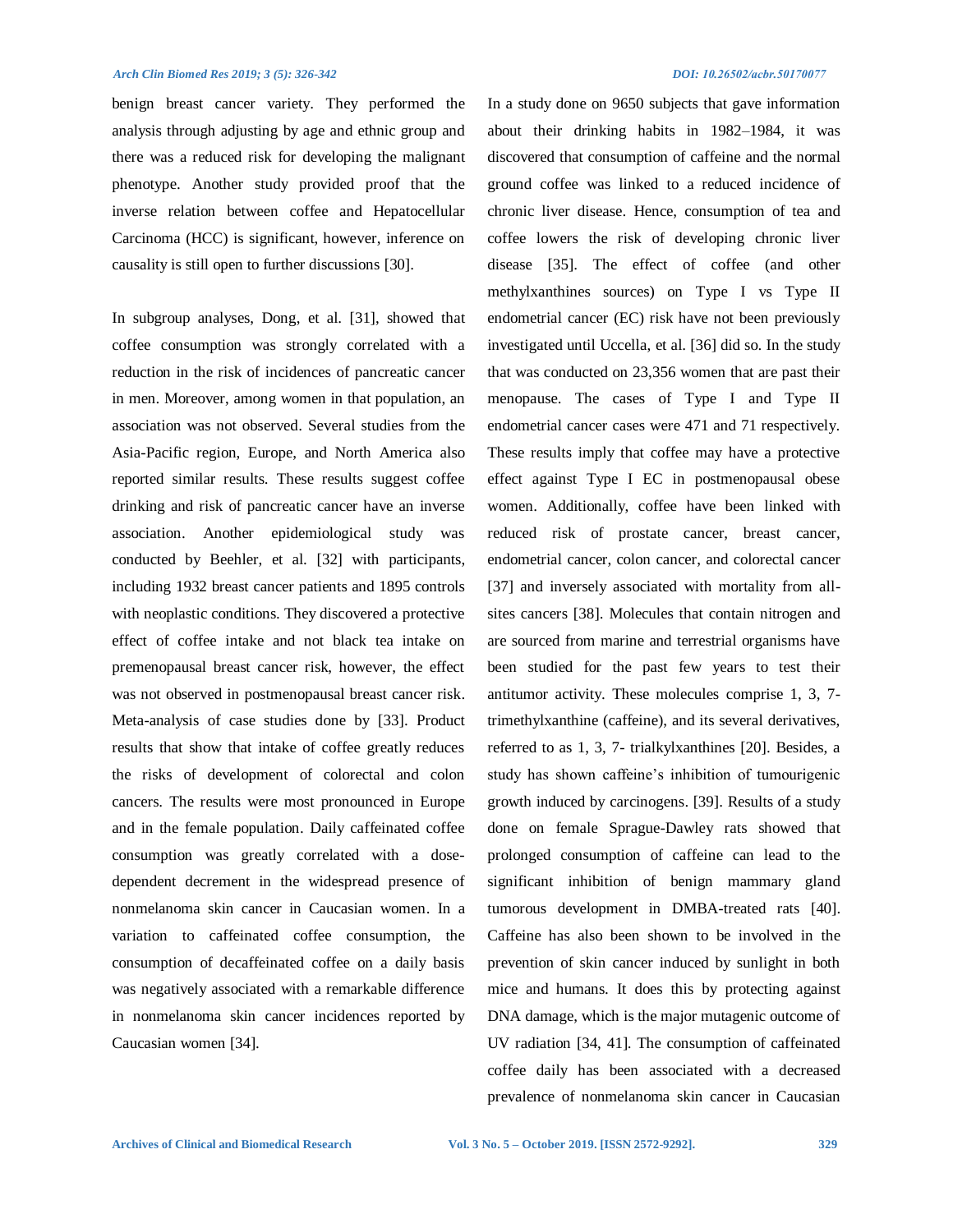benign breast cancer variety. They performed the analysis through adjusting by age and ethnic group and there was a reduced risk for developing the malignant phenotype. Another study provided proof that the inverse relation between coffee and Hepatocellular Carcinoma (HCC) is significant, however, inference on causality is still open to further discussions [30].

In subgroup analyses, Dong, et al. [31], showed that coffee consumption was strongly correlated with a reduction in the risk of incidences of pancreatic cancer in men. Moreover, among women in that population, an association was not observed. Several studies from the Asia-Pacific region, Europe, and North America also reported similar results. These results suggest coffee drinking and risk of pancreatic cancer have an inverse association. Another epidemiological study was conducted by Beehler, et al. [32] with participants, including 1932 breast cancer patients and 1895 controls with neoplastic conditions. They discovered a protective effect of coffee intake and not black tea intake on premenopausal breast cancer risk, however, the effect was not observed in postmenopausal breast cancer risk. Meta-analysis of case studies done by [33]. Product results that show that intake of coffee greatly reduces the risks of development of colorectal and colon cancers. The results were most pronounced in Europe and in the female population. Daily caffeinated coffee consumption was greatly correlated with a dose-dependent decrement in the widespread presence of nonmelanoma skin cancer in Caucasian women. In a variation to caffeinated coffee consumption, the consumption of decaffeinated coffee on a daily basis was negatively associated with a remarkable difference in nonmelanoma skin cancer incidences reported by Caucasian women [34].

In a study done on 9650 subjects that gave information about their drinking habits in 1982–1984, it was discovered that consumption of caffeine and the normal ground coffee was linked to a reduced incidence of chronic liver disease. Hence, consumption of tea and coffee lowers the risk of developing chronic liver disease [35]. The effect of coffee (and other methylxanthines sources) on Type I vs Type II endometrial cancer (EC) risk have not been previously investigated until Uccella, et al. [36] did so. In the study that was conducted on 23,356 women that are past their menopause. The cases of Type I and Type II endometrial cancer cases were 471 and 71 respectively. These results imply that coffee may have a protective effect against Type I EC in postmenopausal obese women. Additionally, coffee have been linked with reduced risk of prostate cancer, breast cancer, endometrial cancer, colon cancer, and colorectal cancer [37] and inversely associated with mortality from all-sites cancers [38]. Molecules that contain nitrogen and are sourced from marine and terrestrial organisms have been studied for the past few years to test their antitumor activity. These molecules comprise 1, 3, 7-trimethylxanthine (caffeine), and its several derivatives, referred to as 1, 3, 7- trialkylxanthines [20]. Besides, a study has shown caffeine's inhibition of tumourigenic growth induced by carcinogens. [39]. Results of a study done on female Sprague-Dawley rats showed that prolonged consumption of caffeine can lead to the significant inhibition of benign mammary gland tumorous development in DMBA-treated rats [40]. Caffeine has also been shown to be involved in the prevention of skin cancer induced by sunlight in both mice and humans. It does this by protecting against DNA damage, which is the major mutagenic outcome of UV radiation [34, 41]. The consumption of caffeinated coffee daily has been associated with a decreased prevalence of nonmelanoma skin cancer in Caucasian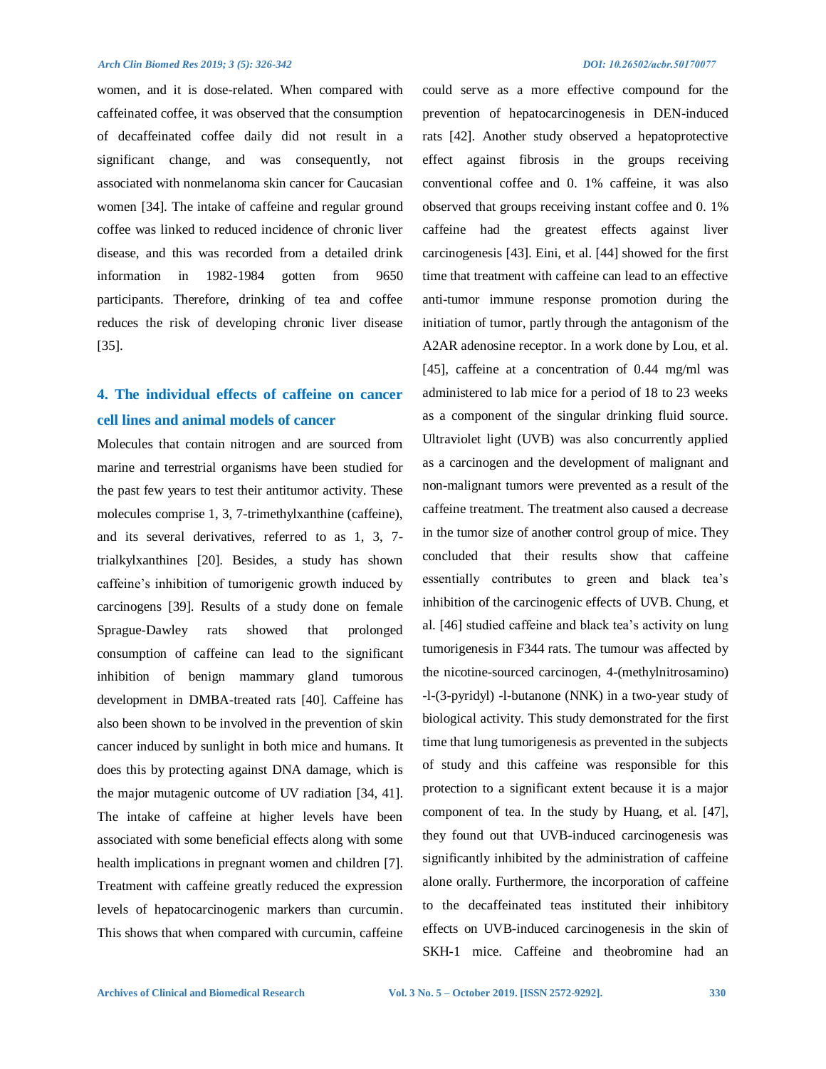women, and it is dose-related. When compared with caffeinated coffee, it was observed that the consumption of decaffeinated coffee daily did not result in a significant change, and was consequently, not associated with nonmelanoma skin cancer for Caucasian women [34]. The intake of caffeine and regular ground coffee was linked to reduced incidence of chronic liver disease, and this was recorded from a detailed drink information in 1982-1984 gotten from 9650 participants. Therefore, drinking of tea and coffee reduces the risk of developing chronic liver disease [35].

## 4. The individual effects of caffeine on cancer cell lines and animal models of cancer

Molecules that contain nitrogen and are sourced from marine and terrestrial organisms have been studied for the past few years to test their antitumor activity. These molecules comprise 1, 3, 7-trimethylxanthine (caffeine), and its several derivatives, referred to as 1, 3, 7-trialkylxanthines [20]. Besides, a study has shown caffeine's inhibition of tumorigenic growth induced by carcinogens [39]. Results of a study done on female Sprague-Dawley rats showed that prolonged consumption of caffeine can lead to the significant inhibition of benign mammary gland tumorous development in DMBA-treated rats [40]. Caffeine has also been shown to be involved in the prevention of skin cancer induced by sunlight in both mice and humans. It does this by protecting against DNA damage, which is the major mutagenic outcome of UV radiation [34, 41]. The intake of caffeine at higher levels have been associated with some beneficial effects along with some health implications in pregnant women and children [7]. Treatment with caffeine greatly reduced the expression levels of hepatocarcinogenic markers than curcumin. This shows that when compared with curcumin, caffeine could serve as a more effective compound for the prevention of hepatocarcinogenesis in DEN-induced rats [42]. Another study observed a hepatoprotective effect against fibrosis in the groups receiving conventional coffee and 0. 1% caffeine, it was also observed that groups receiving instant coffee and 0. 1% caffeine had the greatest effects against liver carcinogenesis [43]. Eini, et al. [44] showed for the first time that treatment with caffeine can lead to an effective anti-tumor immune response promotion during the initiation of tumor, partly through the antagonism of the A2AR adenosine receptor. In a work done by Lou, et al. [45], caffeine at a concentration of 0.44 mg/ml was administered to lab mice for a period of 18 to 23 weeks as a component of the singular drinking fluid source. Ultraviolet light (UVB) was also concurrently applied as a carcinogen and the development of malignant and non-malignant tumors were prevented as a result of the caffeine treatment. The treatment also caused a decrease in the tumor size of another control group of mice. They concluded that their results show that caffeine essentially contributes to green and black tea's inhibition of the carcinogenic effects of UVB. Chung, et al. [46] studied caffeine and black tea's activity on lung tumorigenesis in F344 rats. The tumour was affected by the nicotine-sourced carcinogen, 4-(methylnitrosamino) -l-(3-pyridyl) -l-butanone (NNK) in a two-year study of biological activity. This study demonstrated for the first time that lung tumorigenesis as prevented in the subjects of study and this caffeine was responsible for this protection to a significant extent because it is a major component of tea. In the study by Huang, et al. [47], they found out that UVB-induced carcinogenesis was significantly inhibited by the administration of caffeine alone orally. Furthermore, the incorporation of caffeine to the decaffeinated teas instituted their inhibitory effects on UVB-induced carcinogenesis in the skin of SKH-1 mice. Caffeine and theobromine had an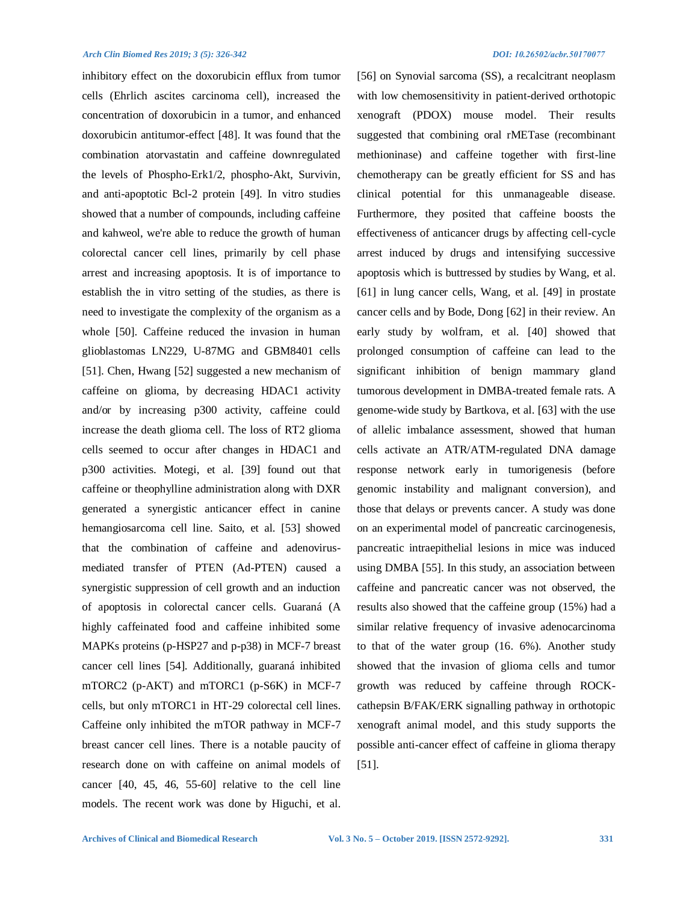inhibitory effect on the doxorubicin efflux from tumor cells (Ehrlich ascites carcinoma cell), increased the concentration of doxorubicin in a tumor, and enhanced doxorubicin antitumor-effect [48]. It was found that the combination atorvastatin and caffeine downregulated the levels of Phospho-Erk1/2, phospho-Akt, Survivin, and anti-apoptotic Bcl-2 protein [49]. In vitro studies showed that a number of compounds, including caffeine and kahweol, we're able to reduce the growth of human colorectal cancer cell lines, primarily by cell phase arrest and increasing apoptosis. It is of importance to establish the in vitro setting of the studies, as there is need to investigate the complexity of the organism as a whole [50]. Caffeine reduced the invasion in human glioblastomas LN229, U-87MG and GBM8401 cells [51]. Chen, Hwang [52] suggested a new mechanism of caffeine on glioma, by decreasing HDAC1 activity and/or by increasing p300 activity, caffeine could increase the death glioma cell. The loss of RT2 glioma cells seemed to occur after changes in HDAC1 and p300 activities. Motegi, et al. [39] found out that caffeine or theophylline administration along with DXR generated a synergistic anticancer effect in canine hemangiosarcoma cell line. Saito, et al. [53] showed that the combination of caffeine and adenovirus-mediated transfer of PTEN (Ad-PTEN) caused a synergistic suppression of cell growth and an induction of apoptosis in colorectal cancer cells. Guaraná (A highly caffeinated food and caffeine inhibited some MAPKs proteins (p-HSP27 and p-p38) in MCF-7 breast cancer cell lines [54]. Additionally, guaraná inhibited mTORC2 (p-AKT) and mTORC1 (p-S6K) in MCF-7 cells, but only mTORC1 in HT-29 colorectal cell lines. Caffeine only inhibited the mTOR pathway in MCF-7 breast cancer cell lines. There is a notable paucity of research done on with caffeine on animal models of cancer [40, 45, 46, 55-60] relative to the cell line models. The recent work was done by Higuchi, et al. [56] on Synovial sarcoma (SS), a recalcitrant neoplasm with low chemosensitivity in patient-derived orthotopic xenograft (PDOX) mouse model. Their results suggested that combining oral rMETase (recombinant methioninase) and caffeine together with first-line chemotherapy can be greatly efficient for SS and has clinical potential for this unmanageable disease. Furthermore, they posited that caffeine boosts the effectiveness of anticancer drugs by affecting cell-cycle arrest induced by drugs and intensifying successive apoptosis which is buttressed by studies by Wang, et al. [61] in lung cancer cells, Wang, et al. [49] in prostate cancer cells and by Bode, Dong [62] in their review. An early study by wolfram, et al. [40] showed that prolonged consumption of caffeine can lead to the significant inhibition of benign mammary gland tumorous development in DMBA-treated female rats. A genome-wide study by Bartkova, et al. [63] with the use of allelic imbalance assessment, showed that human cells activate an ATR/ATM-regulated DNA damage response network early in tumorigenesis (before genomic instability and malignant conversion), and those that delays or prevents cancer. A study was done on an experimental model of pancreatic carcinogenesis, pancreatic intraepithelial lesions in mice was induced using DMBA [55]. In this study, an association between caffeine and pancreatic cancer was not observed, the results also showed that the caffeine group (15%) had a similar relative frequency of invasive adenocarcinoma to that of the water group (16. 6%). Another study showed that the invasion of glioma cells and tumor growth was reduced by caffeine through ROCK-cathepsin B/FAK/ERK signalling pathway in orthotopic xenograft animal model, and this study supports the possible anti-cancer effect of caffeine in glioma therapy [51].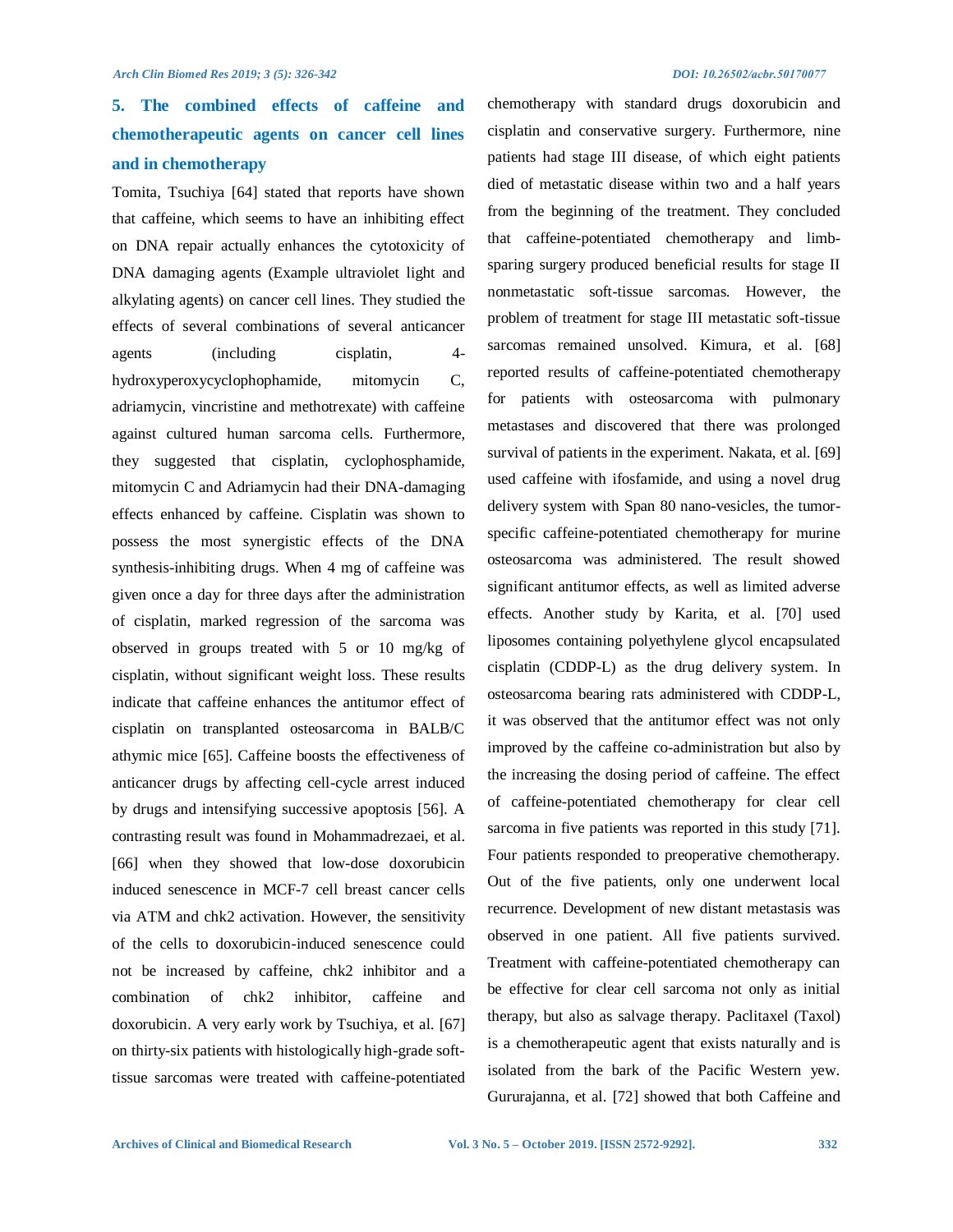## 5. The combined effects of caffeine and chemotherapeutic agents on cancer cell lines and in chemotherapy

Tomita, Tsuchiya [64] stated that reports have shown that caffeine, which seems to have an inhibiting effect on DNA repair actually enhances the cytotoxicity of DNA damaging agents (Example ultraviolet light and alkylating agents) on cancer cell lines. They studied the effects of several combinations of several anticancer agents (including cisplatin, 4-hydroxyperoxycyclophophamide, mitomycin C, adriamycin, vincristine and methotrexate) with caffeine against cultured human sarcoma cells. Furthermore, they suggested that cisplatin, cyclophosphamide, mitomycin C and Adriamycin had their DNA-damaging effects enhanced by caffeine. Cisplatin was shown to possess the most synergistic effects of the DNA synthesis-inhibiting drugs. When 4 mg of caffeine was given once a day for three days after the administration of cisplatin, marked regression of the sarcoma was observed in groups treated with 5 or 10 mg/kg of cisplatin, without significant weight loss. These results indicate that caffeine enhances the antitumor effect of cisplatin on transplanted osteosarcoma in BALB/C athymic mice [65]. Caffeine boosts the effectiveness of anticancer drugs by affecting cell-cycle arrest induced by drugs and intensifying successive apoptosis [56]. A contrasting result was found in Mohammadrezaei, et al. [66] when they showed that low-dose doxorubicin induced senescence in MCF-7 cell breast cancer cells via ATM and chk2 activation. However, the sensitivity of the cells to doxorubicin-induced senescence could not be increased by caffeine, chk2 inhibitor and a combination of chk2 inhibitor, caffeine and doxorubicin. A very early work by Tsuchiya, et al. [67] on thirty-six patients with histologically high-grade soft-tissue sarcomas were treated with caffeine-potentiated chemotherapy with standard drugs doxorubicin and cisplatin and conservative surgery. Furthermore, nine patients had stage III disease, of which eight patients died of metastatic disease within two and a half years from the beginning of the treatment. They concluded that caffeine-potentiated chemotherapy and limb-sparing surgery produced beneficial results for stage II nonmetastatic soft-tissue sarcomas. However, the problem of treatment for stage III metastatic soft-tissue sarcomas remained unsolved. Kimura, et al. [68] reported results of caffeine-potentiated chemotherapy for patients with osteosarcoma with pulmonary metastases and discovered that there was prolonged survival of patients in the experiment. Nakata, et al. [69] used caffeine with ifosfamide, and using a novel drug delivery system with Span 80 nano-vesicles, the tumor-specific caffeine-potentiated chemotherapy for murine osteosarcoma was administered. The result showed significant antitumor effects, as well as limited adverse effects. Another study by Karita, et al. [70] used liposomes containing polyethylene glycol encapsulated cisplatin (CDDP-L) as the drug delivery system. In osteosarcoma bearing rats administered with CDDP-L, it was observed that the antitumor effect was not only improved by the caffeine co-administration but also by the increasing the dosing period of caffeine. The effect of caffeine-potentiated chemotherapy for clear cell sarcoma in five patients was reported in this study [71]. Four patients responded to preoperative chemotherapy. Out of the five patients, only one underwent local recurrence. Development of new distant metastasis was observed in one patient. All five patients survived. Treatment with caffeine-potentiated chemotherapy can be effective for clear cell sarcoma not only as initial therapy, but also as salvage therapy. Paclitaxel (Taxol) is a chemotherapeutic agent that exists naturally and is isolated from the bark of the Pacific Western yew. Gururajanna, et al. [72] showed that both Caffeine and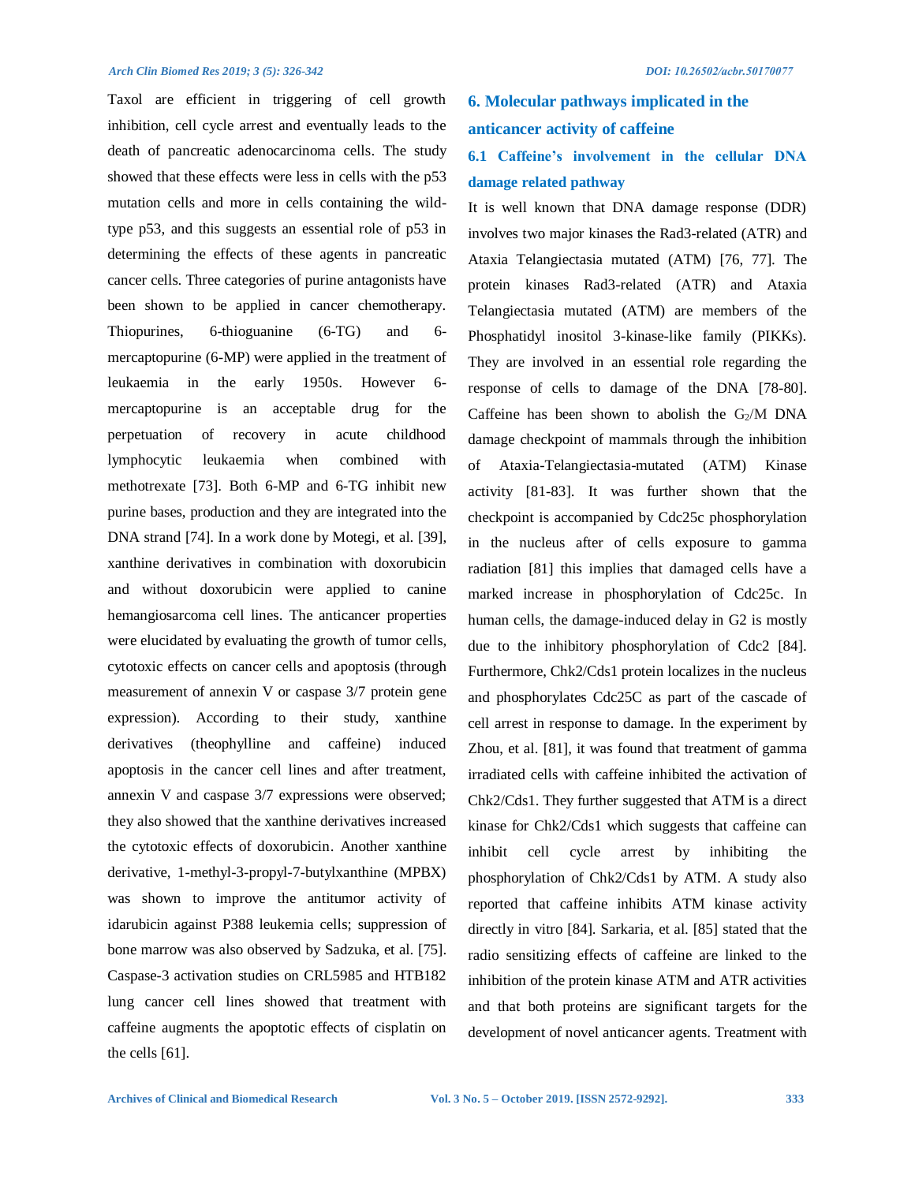Taxol are efficient in triggering of cell growth inhibition, cell cycle arrest and eventually leads to the death of pancreatic adenocarcinoma cells. The study showed that these effects were less in cells with the p53 mutation cells and more in cells containing the wild-type p53, and this suggests an essential role of p53 in determining the effects of these agents in pancreatic cancer cells. Three categories of purine antagonists have been shown to be applied in cancer chemotherapy. Thiopurines, 6-thioguanine (6-TG) and 6-mercaptopurine (6-MP) were applied in the treatment of leukaemia in the early 1950s. However 6-mercaptopurine is an acceptable drug for the perpetuation of recovery in acute childhood lymphocytic leukaemia when combined with methotrexate [73]. Both 6-MP and 6-TG inhibit new purine bases, production and they are integrated into the DNA strand [74]. In a work done by Motegi, et al. [39], xanthine derivatives in combination with doxorubicin and without doxorubicin were applied to canine hemangiosarcoma cell lines. The anticancer properties were elucidated by evaluating the growth of tumor cells, cytotoxic effects on cancer cells and apoptosis (through measurement of annexin V or caspase 3/7 protein gene expression). According to their study, xanthine derivatives (theophylline and caffeine) induced apoptosis in the cancer cell lines and after treatment, annexin V and caspase 3/7 expressions were observed; they also showed that the xanthine derivatives increased the cytotoxic effects of doxorubicin. Another xanthine derivative, 1-methyl-3-propyl-7-butylxanthine (MPBX) was shown to improve the antitumor activity of idarubicin against P388 leukemia cells; suppression of bone marrow was also observed by Sadzuka, et al. [75]. Caspase-3 activation studies on CRL5985 and HTB182 lung cancer cell lines showed that treatment with caffeine augments the apoptotic effects of cisplatin on the cells [61].

## 6. Molecular pathways implicated in the anticancer activity of caffeine

### 6.1 Caffeine's involvement in the cellular DNA damage related pathway

It is well known that DNA damage response (DDR) involves two major kinases the Rad3-related (ATR) and Ataxia Telangiectasia mutated (ATM) [76, 77]. The protein kinases Rad3-related (ATR) and Ataxia Telangiectasia mutated (ATM) are members of the Phosphatidyl inositol 3-kinase-like family (PIKKs). They are involved in an essential role regarding the response of cells to damage of the DNA [78-80]. Caffeine has been shown to abolish the $G_2$/M DNA damage checkpoint of mammals through the inhibition of Ataxia-Telangiectasia-mutated (ATM) Kinase activity [81-83]. It was further shown that the checkpoint is accompanied by Cdc25c phosphorylation in the nucleus after of cells exposure to gamma radiation [81] this implies that damaged cells have a marked increase in phosphorylation of Cdc25c. In human cells, the damage-induced delay in G2 is mostly due to the inhibitory phosphorylation of Cdc2 [84]. Furthermore, Chk2/Cds1 protein localizes in the nucleus and phosphorylates Cdc25C as part of the cascade of cell arrest in response to damage. In the experiment by Zhou, et al. [81], it was found that treatment of gamma irradiated cells with caffeine inhibited the activation of Chk2/Cds1. They further suggested that ATM is a direct kinase for Chk2/Cds1 which suggests that caffeine can inhibit cell cycle arrest by inhibiting the phosphorylation of Chk2/Cds1 by ATM. A study also reported that caffeine inhibits ATM kinase activity directly in vitro [84]. Sarkaria, et al. [85] stated that the radio sensitizing effects of caffeine are linked to the inhibition of the protein kinase ATM and ATR activities and that both proteins are significant targets for the development of novel anticancer agents. Treatment with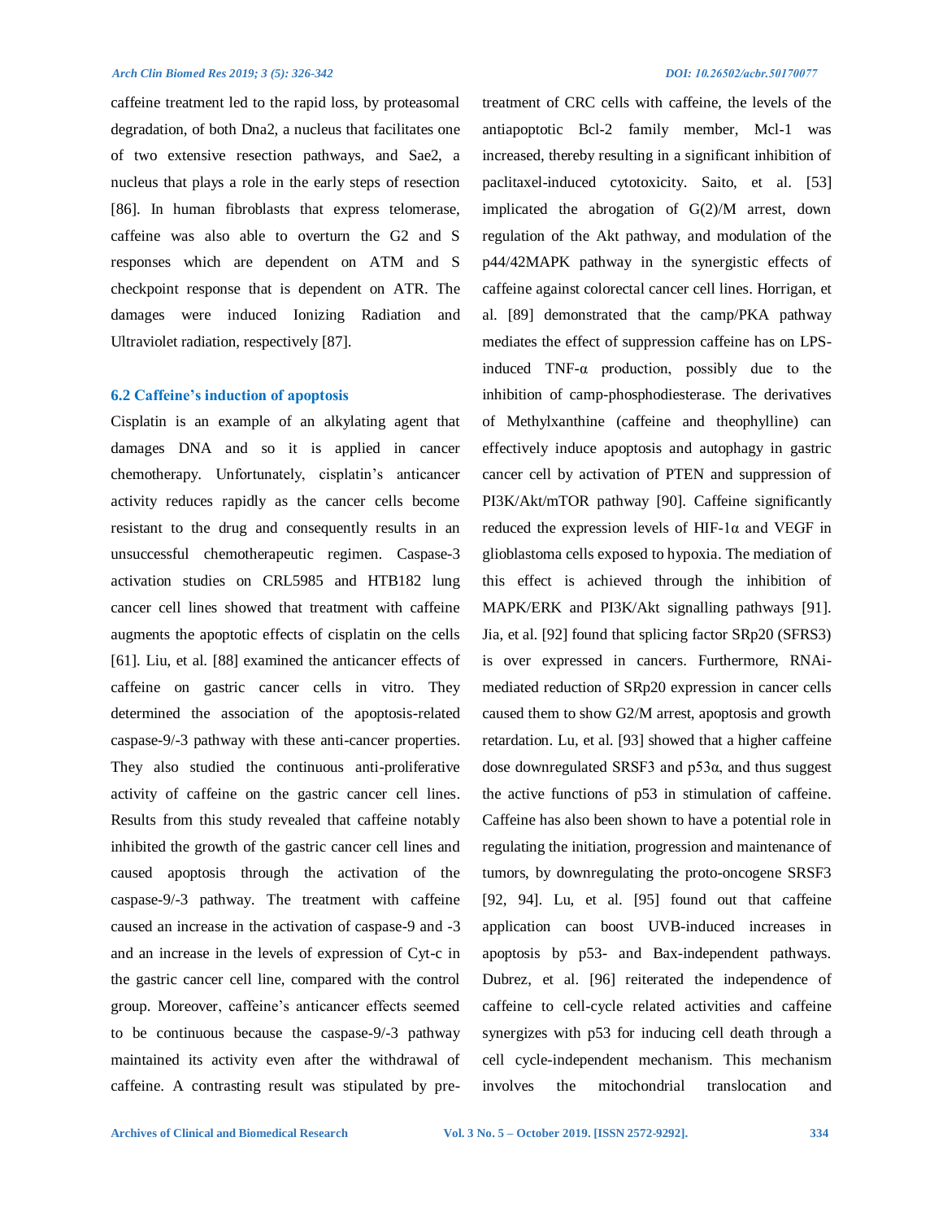caffeine treatment led to the rapid loss, by proteasomal degradation, of both Dna2, a nucleus that facilitates one of two extensive resection pathways, and Sae2, a nucleus that plays a role in the early steps of resection [86]. In human fibroblasts that express telomerase, caffeine was also able to overturn the G2 and S responses which are dependent on ATM and S checkpoint response that is dependent on ATR. The damages were induced Ionizing Radiation and Ultraviolet radiation, respectively [87].

### 6.2 Caffeine's induction of apoptosis

Cisplatin is an example of an alkylating agent that damages DNA and so it is applied in cancer chemotherapy. Unfortunately, cisplatin's anticancer activity reduces rapidly as the cancer cells become resistant to the drug and consequently results in an unsuccessful chemotherapeutic regimen. Caspase-3 activation studies on CRL5985 and HTB182 lung cancer cell lines showed that treatment with caffeine augments the apoptotic effects of cisplatin on the cells [61]. Liu, et al. [88] examined the anticancer effects of caffeine on gastric cancer cells in vitro. They determined the association of the apoptosis-related caspase-9/-3 pathway with these anti-cancer properties. They also studied the continuous anti-proliferative activity of caffeine on the gastric cancer cell lines. Results from this study revealed that caffeine notably inhibited the growth of the gastric cancer cell lines and caused apoptosis through the activation of the caspase-9/-3 pathway. The treatment with caffeine caused an increase in the activation of caspase-9 and -3 and an increase in the levels of expression of Cyt-c in the gastric cancer cell line, compared with the control group. Moreover, caffeine's anticancer effects seemed to be continuous because the caspase-9/-3 pathway maintained its activity even after the withdrawal of caffeine. A contrasting result was stipulated by pre-treatment of CRC cells with caffeine, the levels of the antiapoptotic Bcl-2 family member, Mcl-1 was increased, thereby resulting in a significant inhibition of paclitaxel-induced cytotoxicity. Saito, et al. [53] implicated the abrogation of G(2)/M arrest, down regulation of the Akt pathway, and modulation of the p44/42MAPK pathway in the synergistic effects of caffeine against colorectal cancer cell lines. Horrigan, et al. [89] demonstrated that the camp/PKA pathway mediates the effect of suppression caffeine has on LPS-induced TNF-α production, possibly due to the inhibition of camp-phosphodiesterase. The derivatives of Methylxanthine (caffeine and theophylline) can effectively induce apoptosis and autophagy in gastric cancer cell by activation of PTEN and suppression of PI3K/Akt/mTOR pathway [90]. Caffeine significantly reduced the expression levels of HIF-1α and VEGF in glioblastoma cells exposed to hypoxia. The mediation of this effect is achieved through the inhibition of MAPK/ERK and PI3K/Akt signalling pathways [91]. Jia, et al. [92] found that splicing factor SRp20 (SFRS3) is over expressed in cancers. Furthermore, RNAi-mediated reduction of SRp20 expression in cancer cells caused them to show G2/M arrest, apoptosis and growth retardation. Lu, et al. [93] showed that a higher caffeine dose downregulated SRSF3 and p53α, and thus suggest the active functions of p53 in stimulation of caffeine. Caffeine has also been shown to have a potential role in regulating the initiation, progression and maintenance of tumors, by downregulating the proto-oncogene SRSF3 [92, 94]. Lu, et al. [95] found out that caffeine application can boost UVB-induced increases in apoptosis by p53- and Bax-independent pathways. Dubrez, et al. [96] reiterated the independence of caffeine to cell-cycle related activities and caffeine synergizes with p53 for inducing cell death through a cell cycle-independent mechanism. This mechanism involves the mitochondrial translocation and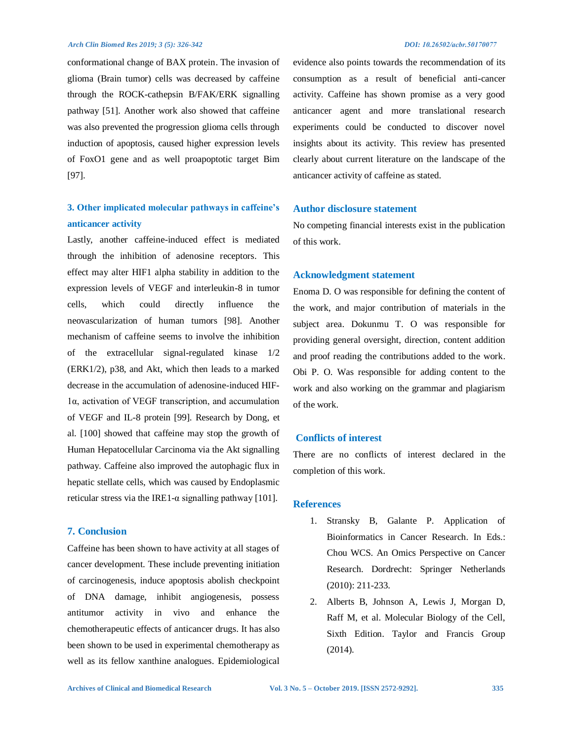conformational change of BAX protein. The invasion of glioma (Brain tumor) cells was decreased by caffeine through the ROCK-cathepsin B/FAK/ERK signalling pathway [51]. Another work also showed that caffeine was also prevented the progression glioma cells through induction of apoptosis, caused higher expression levels of FoxO1 gene and as well proapoptotic target Bim [97].

### 3. Other implicated molecular pathways in caffeine's anticancer activity

Lastly, another caffeine-induced effect is mediated through the inhibition of adenosine receptors. This effect may alter HIF1 alpha stability in addition to the expression levels of VEGF and interleukin-8 in tumor cells, which could directly influence the neovascularization of human tumors [98]. Another mechanism of caffeine seems to involve the inhibition of the extracellular signal-regulated kinase 1/2 (ERK1/2), p38, and Akt, which then leads to a marked decrease in the accumulation of adenosine-induced HIF-1α, activation of VEGF transcription, and accumulation of VEGF and IL-8 protein [99]. Research by Dong, et al. [100] showed that caffeine may stop the growth of Human Hepatocellular Carcinoma via the Akt signalling pathway. Caffeine also improved the autophagic flux in hepatic stellate cells, which was caused by Endoplasmic reticular stress via the IRE1-α signalling pathway [101].

## 7. Conclusion

Caffeine has been shown to have activity at all stages of cancer development. These include preventing initiation of carcinogenesis, induce apoptosis abolish checkpoint of DNA damage, inhibit angiogenesis, possess antitumor activity in vivo and enhance the chemotherapeutic effects of anticancer drugs. It has also been shown to be used in experimental chemotherapy as well as its fellow xanthine analogues. Epidemiological evidence also points towards the recommendation of its consumption as a result of beneficial anti-cancer activity. Caffeine has shown promise as a very good anticancer agent and more translational research experiments could be conducted to discover novel insights about its activity. This review has presented clearly about current literature on the landscape of the anticancer activity of caffeine as stated.

## Author disclosure statement

No competing financial interests exist in the publication of this work.

## Acknowledgment statement

Enoma D. O was responsible for defining the content of the work, and major contribution of materials in the subject area. Dokunmu T. O was responsible for providing general oversight, direction, content addition and proof reading the contributions added to the work. Obi P. O. Was responsible for adding content to the work and also working on the grammar and plagiarism of the work.

## Conflicts of interest

There are no conflicts of interest declared in the completion of this work.

## References

1. Stransky B, Galante P. Application of Bioinformatics in Cancer Research. In Eds.: Chou WCS. An Omics Perspective on Cancer Research. Dordrecht: Springer Netherlands (2010): 211-233.
2. Alberts B, Johnson A, Lewis J, Morgan D, Raff M, et al. Molecular Biology of the Cell, Sixth Edition. Taylor and Francis Group (2014).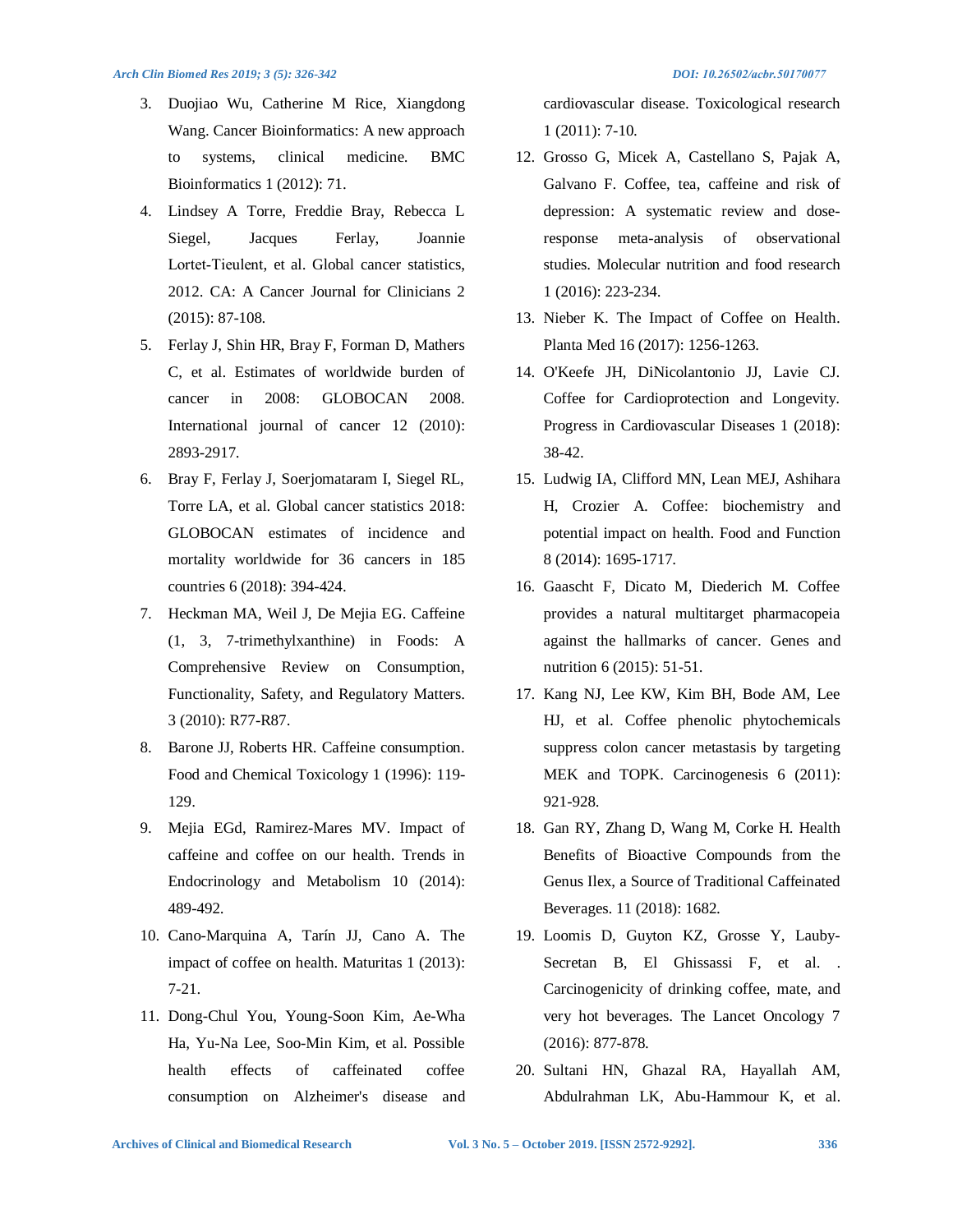3. Duojiao Wu, Catherine M Rice, Xiangdong Wang. Cancer Bioinformatics: A new approach to systems, clinical medicine. BMC Bioinformatics 1 (2012): 71.
4. Lindsey A Torre, Freddie Bray, Rebecca L Siegel, Jacques Ferlay, Joannie Lortet-Tieulent, et al. Global cancer statistics, 2012. CA: A Cancer Journal for Clinicians 2 (2015): 87-108.
5. Ferlay J, Shin HR, Bray F, Forman D, Mathers C, et al. Estimates of worldwide burden of cancer in 2008: GLOBOCAN 2008. International journal of cancer 12 (2010): 2893-2917.
6. Bray F, Ferlay J, Soerjomataram I, Siegel RL, Torre LA, et al. Global cancer statistics 2018: GLOBOCAN estimates of incidence and mortality worldwide for 36 cancers in 185 countries 6 (2018): 394-424.
7. Heckman MA, Weil J, De Mejia EG. Caffeine (1, 3, 7-trimethylxanthine) in Foods: A Comprehensive Review on Consumption, Functionality, Safety, and Regulatory Matters. 3 (2010): R77-R87.
8. Barone JJ, Roberts HR. Caffeine consumption. Food and Chemical Toxicology 1 (1996): 119-129.
9. Mejia EGd, Ramirez-Mares MV. Impact of caffeine and coffee on our health. Trends in Endocrinology and Metabolism 10 (2014): 489-492.
10. Cano-Marquina A, Tarín JJ, Cano A. The impact of coffee on health. Maturitas 1 (2013): 7-21.
11. Dong-Chul You, Young-Soon Kim, Ae-Wha Ha, Yu-Na Lee, Soo-Min Kim, et al. Possible health effects of caffeinated coffee consumption on Alzheimer's disease and cardiovascular disease. Toxicological research 1 (2011): 7-10.
12. Grosso G, Micek A, Castellano S, Pajak A, Galvano F. Coffee, tea, caffeine and risk of depression: A systematic review and dose-response meta-analysis of observational studies. Molecular nutrition and food research 1 (2016): 223-234.
13. Nieber K. The Impact of Coffee on Health. Planta Med 16 (2017): 1256-1263.
14. O'Keefe JH, DiNicolantonio JJ, Lavie CJ. Coffee for Cardioprotection and Longevity. Progress in Cardiovascular Diseases 1 (2018): 38-42.
15. Ludwig IA, Clifford MN, Lean MEJ, Ashihara H, Crozier A. Coffee: biochemistry and potential impact on health. Food and Function 8 (2014): 1695-1717.
16. Gaascht F, Dicato M, Diederich M. Coffee provides a natural multitarget pharmacopeia against the hallmarks of cancer. Genes and nutrition 6 (2015): 51-51.
17. Kang NJ, Lee KW, Kim BH, Bode AM, Lee HJ, et al. Coffee phenolic phytochemicals suppress colon cancer metastasis by targeting MEK and TOPK. Carcinogenesis 6 (2011): 921-928.
18. Gan RY, Zhang D, Wang M, Corke H. Health Benefits of Bioactive Compounds from the Genus Ilex, a Source of Traditional Caffeinated Beverages. 11 (2018): 1682.
19. Loomis D, Guyton KZ, Grosse Y, Lauby-Secretan B, El Ghissassi F, et al. . Carcinogenicity of drinking coffee, mate, and very hot beverages. The Lancet Oncology 7 (2016): 877-878.
20. Sultani HN, Ghazal RA, Hayallah AM, Abdulrahman LK, Abu-Hammour K, et al.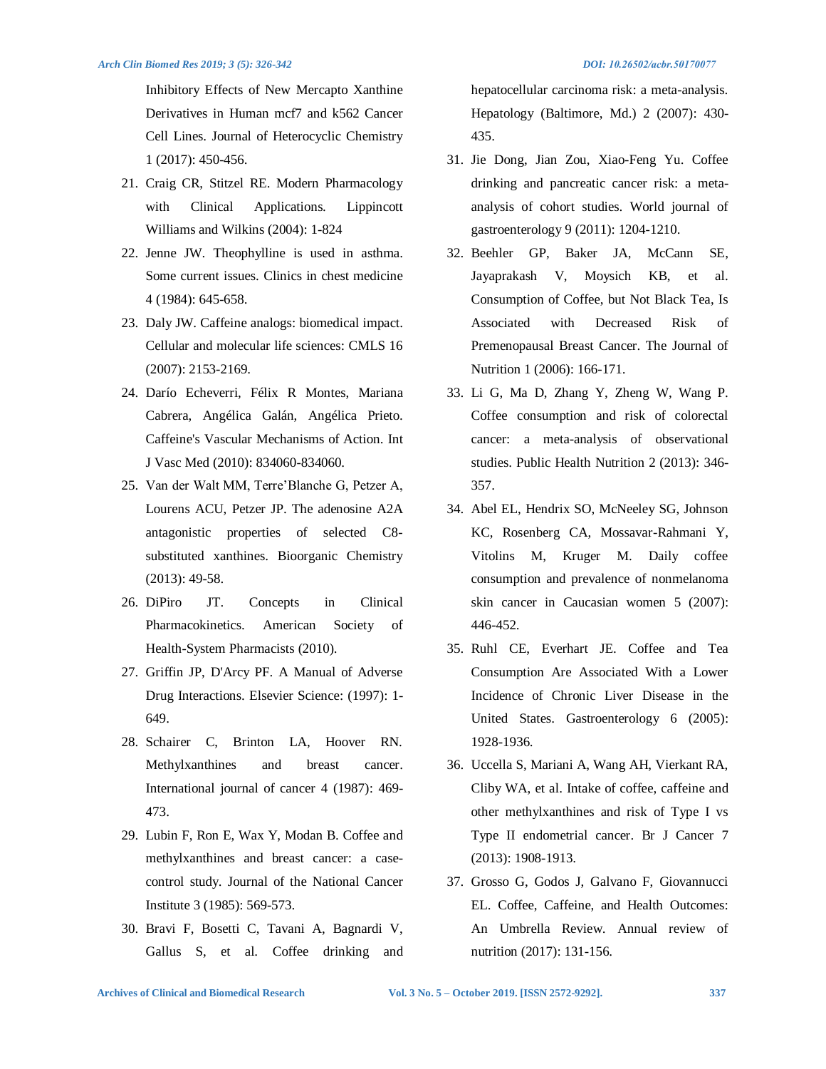Inhibitory Effects of New Mercapto Xanthine Derivatives in Human mcf7 and k562 Cancer Cell Lines. Journal of Heterocyclic Chemistry 1 (2017): 450-456.

21. Craig CR, Stitzel RE. Modern Pharmacology with Clinical Applications. Lippincott Williams and Wilkins (2004): 1-824
22. Jenne JW. Theophylline is used in asthma. Some current issues. Clinics in chest medicine 4 (1984): 645-658.
23. Daly JW. Caffeine analogs: biomedical impact. Cellular and molecular life sciences: CMLS 16 (2007): 2153-2169.
24. Darío Echeverri, Félix R Montes, Mariana Cabrera, Angélica Galán, Angélica Prieto. Caffeine's Vascular Mechanisms of Action. Int J Vasc Med (2010): 834060-834060.
25. Van der Walt MM, Terre'Blanche G, Petzer A, Lourens ACU, Petzer JP. The adenosine A2A antagonistic properties of selected C8-substituted xanthines. Bioorganic Chemistry (2013): 49-58.
26. DiPiro JT. Concepts in Clinical Pharmacokinetics. American Society of Health-System Pharmacists (2010).
27. Griffin JP, D'Arcy PF. A Manual of Adverse Drug Interactions. Elsevier Science: (1997): 1-649.
28. Schairer C, Brinton LA, Hoover RN. Methylxanthines and breast cancer. International journal of cancer 4 (1987): 469-473.
29. Lubin F, Ron E, Wax Y, Modan B. Coffee and methylxanthines and breast cancer: a case-control study. Journal of the National Cancer Institute 3 (1985): 569-573.
30. Bravi F, Bosetti C, Tavani A, Bagnardi V, Gallus S, et al. Coffee drinking and hepatocellular carcinoma risk: a meta-analysis. Hepatology (Baltimore, Md.) 2 (2007): 430-435.
31. Jie Dong, Jian Zou, Xiao-Feng Yu. Coffee drinking and pancreatic cancer risk: a meta-analysis of cohort studies. World journal of gastroenterology 9 (2011): 1204-1210.
32. Beehler GP, Baker JA, McCann SE, Jayaprakash V, Moysich KB, et al. Consumption of Coffee, but Not Black Tea, Is Associated with Decreased Risk of Premenopausal Breast Cancer. The Journal of Nutrition 1 (2006): 166-171.
33. Li G, Ma D, Zhang Y, Zheng W, Wang P. Coffee consumption and risk of colorectal cancer: a meta-analysis of observational studies. Public Health Nutrition 2 (2013): 346-357.
34. Abel EL, Hendrix SO, McNeeley SG, Johnson KC, Rosenberg CA, Mossavar-Rahmani Y, Vitolins M, Kruger M. Daily coffee consumption and prevalence of nonmelanoma skin cancer in Caucasian women 5 (2007): 446-452.
35. Ruhl CE, Everhart JE. Coffee and Tea Consumption Are Associated With a Lower Incidence of Chronic Liver Disease in the United States. Gastroenterology 6 (2005): 1928-1936.
36. Uccella S, Mariani A, Wang AH, Vierkant RA, Cliby WA, et al. Intake of coffee, caffeine and other methylxanthines and risk of Type I vs Type II endometrial cancer. Br J Cancer 7 (2013): 1908-1913.
37. Grosso G, Godos J, Galvano F, Giovannucci EL. Coffee, Caffeine, and Health Outcomes: An Umbrella Review. Annual review of nutrition (2017): 131-156.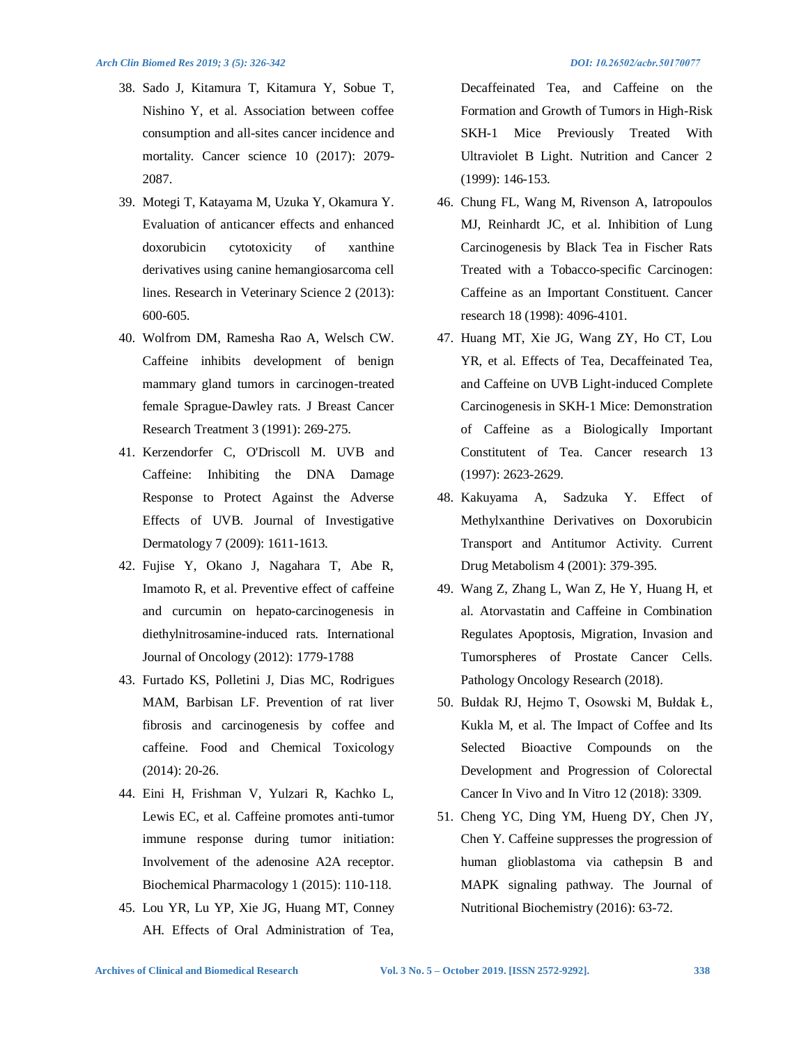38. Sado J, Kitamura T, Kitamura Y, Sobue T, Nishino Y, et al. Association between coffee consumption and all-sites cancer incidence and mortality. Cancer science 10 (2017): 2079-2087.
39. Motegi T, Katayama M, Uzuka Y, Okamura Y. Evaluation of anticancer effects and enhanced doxorubicin cytotoxicity of xanthine derivatives using canine hemangiosarcoma cell lines. Research in Veterinary Science 2 (2013): 600-605.
40. Wolfrom DM, Ramesha Rao A, Welsch CW. Caffeine inhibits development of benign mammary gland tumors in carcinogen-treated female Sprague-Dawley rats. J Breast Cancer Research Treatment 3 (1991): 269-275.
41. Kerzendorfer C, O'Driscoll M. UVB and Caffeine: Inhibiting the DNA Damage Response to Protect Against the Adverse Effects of UVB. Journal of Investigative Dermatology 7 (2009): 1611-1613.
42. Fujise Y, Okano J, Nagahara T, Abe R, Imamoto R, et al. Preventive effect of caffeine and curcumin on hepato-carcinogenesis in diethylnitrosamine-induced rats. International Journal of Oncology (2012): 1779-1788
43. Furtado KS, Polletini J, Dias MC, Rodrigues MAM, Barbisan LF. Prevention of rat liver fibrosis and carcinogenesis by coffee and caffeine. Food and Chemical Toxicology (2014): 20-26.
44. Eini H, Frishman V, Yulzari R, Kachko L, Lewis EC, et al. Caffeine promotes anti-tumor immune response during tumor initiation: Involvement of the adenosine A2A receptor. Biochemical Pharmacology 1 (2015): 110-118.
45. Lou YR, Lu YP, Xie JG, Huang MT, Conney AH. Effects of Oral Administration of Tea, Decaffeinated Tea, and Caffeine on the Formation and Growth of Tumors in High-Risk SKH-1 Mice Previously Treated With Ultraviolet B Light. Nutrition and Cancer 2 (1999): 146-153.
46. Chung FL, Wang M, Rivenson A, Iatropoulos MJ, Reinhardt JC, et al. Inhibition of Lung Carcinogenesis by Black Tea in Fischer Rats Treated with a Tobacco-specific Carcinogen: Caffeine as an Important Constituent. Cancer research 18 (1998): 4096-4101.
47. Huang MT, Xie JG, Wang ZY, Ho CT, Lou YR, et al. Effects of Tea, Decaffeinated Tea, and Caffeine on UVB Light-induced Complete Carcinogenesis in SKH-1 Mice: Demonstration of Caffeine as a Biologically Important Constitutent of Tea. Cancer research 13 (1997): 2623-2629.
48. Kakuyama A, Sadzuka Y. Effect of Methylxanthine Derivatives on Doxorubicin Transport and Antitumor Activity. Current Drug Metabolism 4 (2001): 379-395.
49. Wang Z, Zhang L, Wan Z, He Y, Huang H, et al. Atorvastatin and Caffeine in Combination Regulates Apoptosis, Migration, Invasion and Tumorspheres of Prostate Cancer Cells. Pathology Oncology Research (2018).
50. Bułdak RJ, Hejmo T, Osowski M, Bułdak Ł, Kukla M, et al. The Impact of Coffee and Its Selected Bioactive Compounds on the Development and Progression of Colorectal Cancer In Vivo and In Vitro 12 (2018): 3309.
51. Cheng YC, Ding YM, Hueng DY, Chen JY, Chen Y. Caffeine suppresses the progression of human glioblastoma via cathepsin B and MAPK signaling pathway. The Journal of Nutritional Biochemistry (2016): 63-72.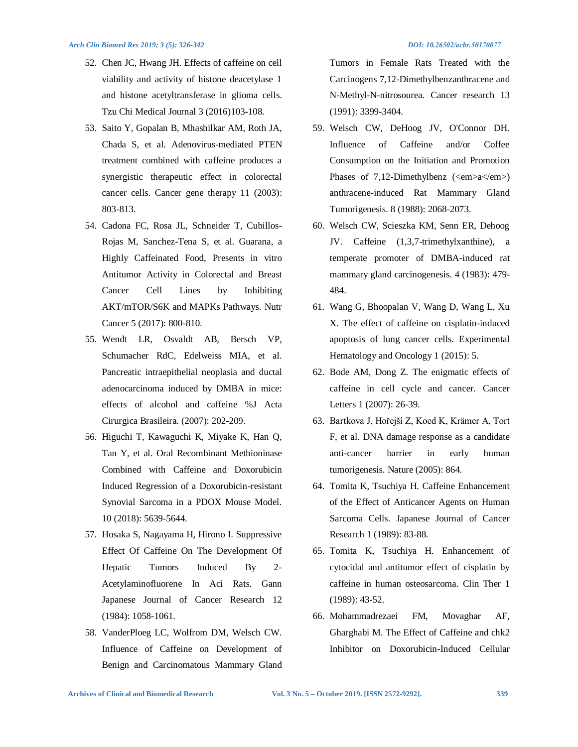52. Chen JC, Hwang JH. Effects of caffeine on cell viability and activity of histone deacetylase 1 and histone acetyltransferase in glioma cells. Tzu Chi Medical Journal 3 (2016)103-108.
53. Saito Y, Gopalan B, Mhashilkar AM, Roth JA, Chada S, et al. Adenovirus-mediated PTEN treatment combined with caffeine produces a synergistic therapeutic effect in colorectal cancer cells. Cancer gene therapy 11 (2003): 803-813.
54. Cadona FC, Rosa JL, Schneider T, Cubillos-Rojas M, Sanchez-Tena S, et al. Guarana, a Highly Caffeinated Food, Presents in vitro Antitumor Activity in Colorectal and Breast Cancer Cell Lines by Inhibiting AKT/mTOR/S6K and MAPKs Pathways. Nutr Cancer 5 (2017): 800-810.
55. Wendt LR, Osvaldt AB, Bersch VP, Schumacher RdC, Edelweiss MIA, et al. Pancreatic intraepithelial neoplasia and ductal adenocarcinoma induced by DMBA in mice: effects of alcohol and caffeine %J Acta Cirurgica Brasileira. (2007): 202-209.
56. Higuchi T, Kawaguchi K, Miyake K, Han Q, Tan Y, et al. Oral Recombinant Methioninase Combined with Caffeine and Doxorubicin Induced Regression of a Doxorubicin-resistant Synovial Sarcoma in a PDOX Mouse Model. 10 (2018): 5639-5644.
57. Hosaka S, Nagayama H, Hirono I. Suppressive Effect Of Caffeine On The Development Of Hepatic Tumors Induced By 2-Acetylaminofluorene In Aci Rats. Gann Japanese Journal of Cancer Research 12 (1984): 1058-1061.
58. VanderPloeg LC, Wolfrom DM, Welsch CW. Influence of Caffeine on Development of Benign and Carcinomatous Mammary Gland Tumors in Female Rats Treated with the Carcinogens 7,12-Dimethylbenzanthracene and N-Methyl-N-nitrosourea. Cancer research 13 (1991): 3399-3404.
59. Welsch CW, DeHoog JV, O'Connor DH. Influence of Caffeine and/or Coffee Consumption on the Initiation and Promotion Phases of 7,12-Dimethylbenz (<em>a</em>) anthracene-induced Rat Mammary Gland Tumorigenesis. 8 (1988): 2068-2073.
60. Welsch CW, Scieszka KM, Senn ER, Dehoog JV. Caffeine (1,3,7-trimethylxanthine), a temperate promoter of DMBA-induced rat mammary gland carcinogenesis. 4 (1983): 479-484.
61. Wang G, Bhoopalan V, Wang D, Wang L, Xu X. The effect of caffeine on cisplatin-induced apoptosis of lung cancer cells. Experimental Hematology and Oncology 1 (2015): 5.
62. Bode AM, Dong Z. The enigmatic effects of caffeine in cell cycle and cancer. Cancer Letters 1 (2007): 26-39.
63. Bartkova J, Hořejší Z, Koed K, Krämer A, Tort F, et al. DNA damage response as a candidate anti-cancer barrier in early human tumorigenesis. Nature (2005): 864.
64. Tomita K, Tsuchiya H. Caffeine Enhancement of the Effect of Anticancer Agents on Human Sarcoma Cells. Japanese Journal of Cancer Research 1 (1989): 83-88.
65. Tomita K, Tsuchiya H. Enhancement of cytocidal and antitumor effect of cisplatin by caffeine in human osteosarcoma. Clin Ther 1 (1989): 43-52.
66. Mohammadrezaei FM, Movaghar AF, Gharghabi M. The Effect of Caffeine and chk2 Inhibitor on Doxorubicin-Induced Cellular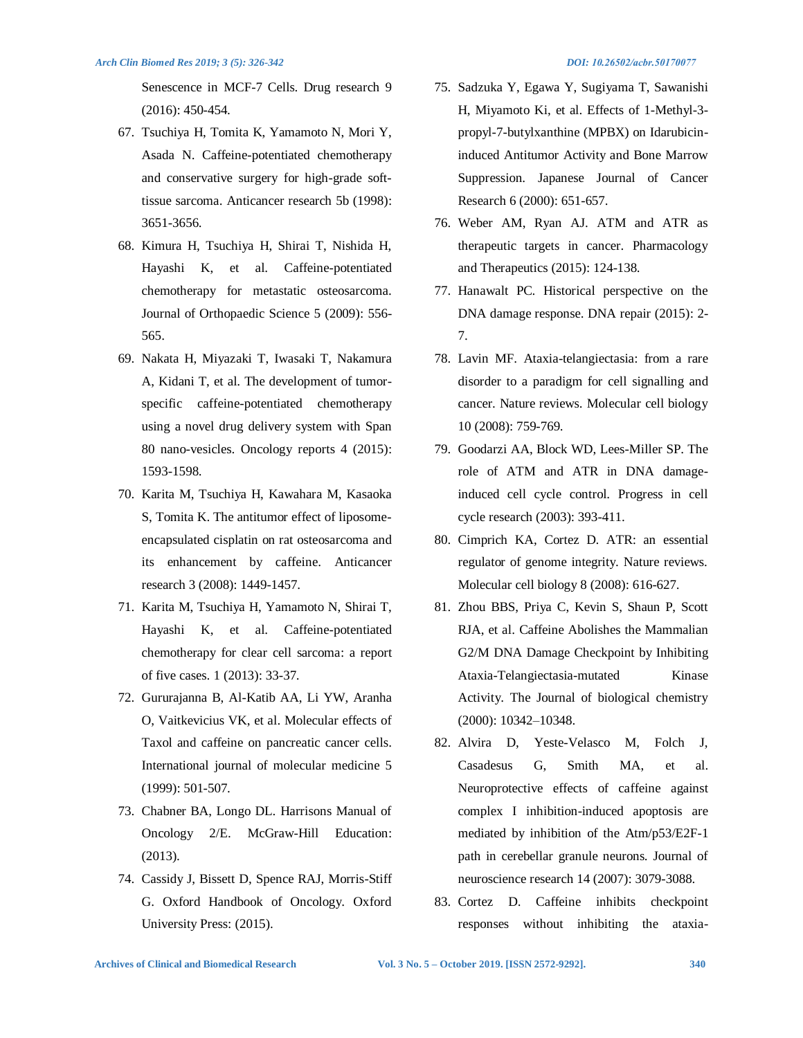Senescence in MCF-7 Cells. Drug research 9 (2016): 450-454.

67. Tsuchiya H, Tomita K, Yamamoto N, Mori Y, Asada N. Caffeine-potentiated chemotherapy and conservative surgery for high-grade soft-tissue sarcoma. Anticancer research 5b (1998): 3651-3656.
68. Kimura H, Tsuchiya H, Shirai T, Nishida H, Hayashi K, et al. Caffeine-potentiated chemotherapy for metastatic osteosarcoma. Journal of Orthopaedic Science 5 (2009): 556-565.
69. Nakata H, Miyazaki T, Iwasaki T, Nakamura A, Kidani T, et al. The development of tumor-specific caffeine-potentiated chemotherapy using a novel drug delivery system with Span 80 nano-vesicles. Oncology reports 4 (2015): 1593-1598.
70. Karita M, Tsuchiya H, Kawahara M, Kasaoka S, Tomita K. The antitumor effect of liposome-encapsulated cisplatin on rat osteosarcoma and its enhancement by caffeine. Anticancer research 3 (2008): 1449-1457.
71. Karita M, Tsuchiya H, Yamamoto N, Shirai T, Hayashi K, et al. Caffeine-potentiated chemotherapy for clear cell sarcoma: a report of five cases. 1 (2013): 33-37.
72. Gururajanna B, Al-Katib AA, Li YW, Aranha O, Vaitkevicius VK, et al. Molecular effects of Taxol and caffeine on pancreatic cancer cells. International journal of molecular medicine 5 (1999): 501-507.
73. Chabner BA, Longo DL. Harrisons Manual of Oncology 2/E. McGraw-Hill Education: (2013).
74. Cassidy J, Bissett D, Spence RAJ, Morris-Stiff G. Oxford Handbook of Oncology. Oxford University Press: (2015).
75. Sadzuka Y, Egawa Y, Sugiyama T, Sawanishi H, Miyamoto Ki, et al. Effects of 1-Methyl-3-propyl-7-butylxanthine (MPBX) on Idarubicin-induced Antitumor Activity and Bone Marrow Suppression. Japanese Journal of Cancer Research 6 (2000): 651-657.
76. Weber AM, Ryan AJ. ATM and ATR as therapeutic targets in cancer. Pharmacology and Therapeutics (2015): 124-138.
77. Hanawalt PC. Historical perspective on the DNA damage response. DNA repair (2015): 2-7.
78. Lavin MF. Ataxia-telangiectasia: from a rare disorder to a paradigm for cell signalling and cancer. Nature reviews. Molecular cell biology 10 (2008): 759-769.
79. Goodarzi AA, Block WD, Lees-Miller SP. The role of ATM and ATR in DNA damage-induced cell cycle control. Progress in cell cycle research (2003): 393-411.
80. Cimprich KA, Cortez D. ATR: an essential regulator of genome integrity. Nature reviews. Molecular cell biology 8 (2008): 616-627.
81. Zhou BBS, Priya C, Kevin S, Shaun P, Scott RJA, et al. Caffeine Abolishes the Mammalian G2/M DNA Damage Checkpoint by Inhibiting Ataxia-Telangiectasia-mutated Kinase Activity. The Journal of biological chemistry (2000): 10342–10348.
82. Alvira D, Yeste-Velasco M, Folch J, Casadesus G, Smith MA, et al. Neuroprotective effects of caffeine against complex I inhibition-induced apoptosis are mediated by inhibition of the Atm/p53/E2F-1 path in cerebellar granule neurons. Journal of neuroscience research 14 (2007): 3079-3088.
83. Cortez D. Caffeine inhibits checkpoint responses without inhibiting the ataxia-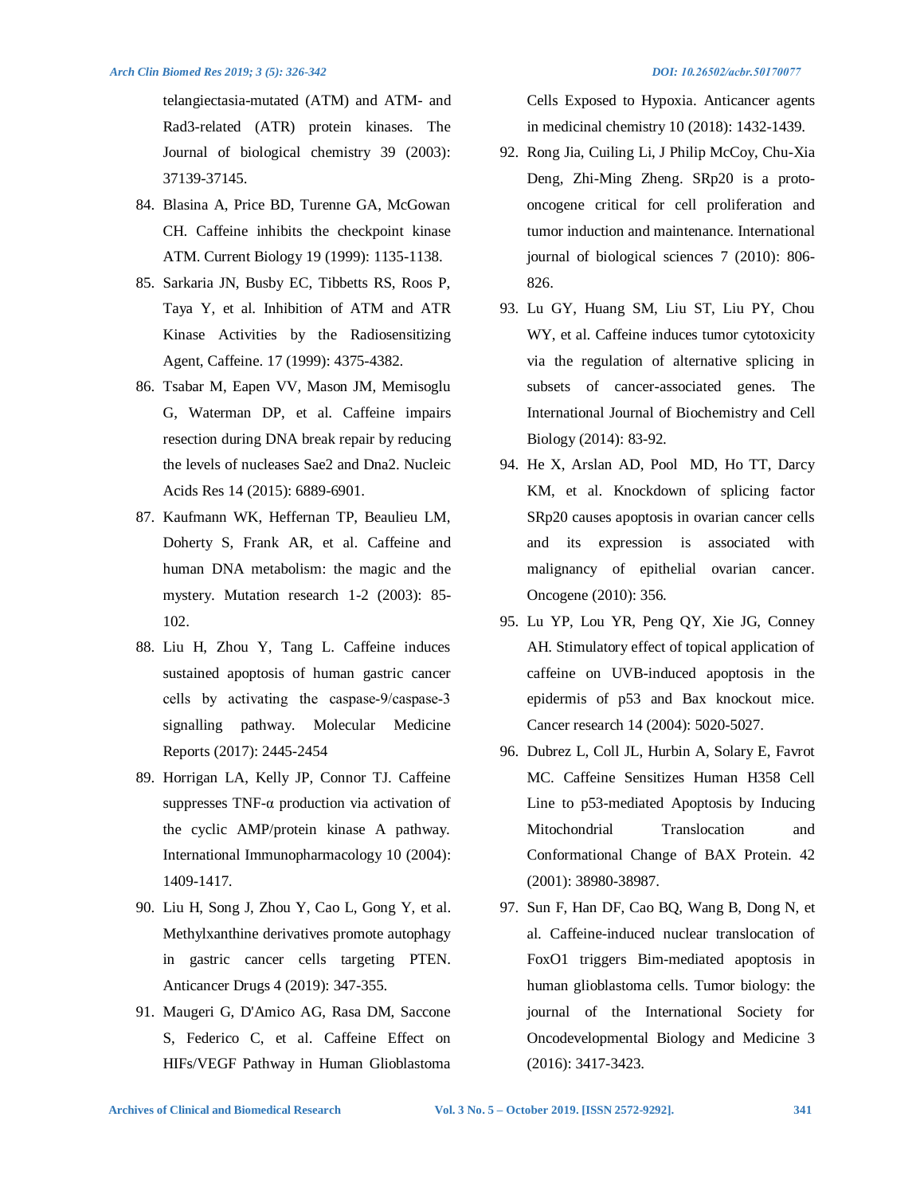telangiectasia-mutated (ATM) and ATM- and Rad3-related (ATR) protein kinases. The Journal of biological chemistry 39 (2003): 37139-37145.

84. Blasina A, Price BD, Turenne GA, McGowan CH. Caffeine inhibits the checkpoint kinase ATM. Current Biology 19 (1999): 1135-1138.
85. Sarkaria JN, Busby EC, Tibbetts RS, Roos P, Taya Y, et al. Inhibition of ATM and ATR Kinase Activities by the Radiosensitizing Agent, Caffeine. 17 (1999): 4375-4382.
86. Tsabar M, Eapen VV, Mason JM, Memisoglu G, Waterman DP, et al. Caffeine impairs resection during DNA break repair by reducing the levels of nucleases Sae2 and Dna2. Nucleic Acids Res 14 (2015): 6889-6901.
87. Kaufmann WK, Heffernan TP, Beaulieu LM, Doherty S, Frank AR, et al. Caffeine and human DNA metabolism: the magic and the mystery. Mutation research 1-2 (2003): 85-102.
88. Liu H, Zhou Y, Tang L. Caffeine induces sustained apoptosis of human gastric cancer cells by activating the caspase-9/caspase-3 signalling pathway. Molecular Medicine Reports (2017): 2445-2454
89. Horrigan LA, Kelly JP, Connor TJ. Caffeine suppresses TNF-α production via activation of the cyclic AMP/protein kinase A pathway. International Immunopharmacology 10 (2004): 1409-1417.
90. Liu H, Song J, Zhou Y, Cao L, Gong Y, et al. Methylxanthine derivatives promote autophagy in gastric cancer cells targeting PTEN. Anticancer Drugs 4 (2019): 347-355.
91. Maugeri G, D'Amico AG, Rasa DM, Saccone S, Federico C, et al. Caffeine Effect on HIFs/VEGF Pathway in Human Glioblastoma Cells Exposed to Hypoxia. Anticancer agents in medicinal chemistry 10 (2018): 1432-1439.
92. Rong Jia, Cuiling Li, J Philip McCoy, Chu-Xia Deng, Zhi-Ming Zheng. SRp20 is a proto-oncogene critical for cell proliferation and tumor induction and maintenance. International journal of biological sciences 7 (2010): 806-826.
93. Lu GY, Huang SM, Liu ST, Liu PY, Chou WY, et al. Caffeine induces tumor cytotoxicity via the regulation of alternative splicing in subsets of cancer-associated genes. The International Journal of Biochemistry and Cell Biology (2014): 83-92.
94. He X, Arslan AD, Pool MD, Ho TT, Darcy KM, et al. Knockdown of splicing factor SRp20 causes apoptosis in ovarian cancer cells and its expression is associated with malignancy of epithelial ovarian cancer. Oncogene (2010): 356.
95. Lu YP, Lou YR, Peng QY, Xie JG, Conney AH. Stimulatory effect of topical application of caffeine on UVB-induced apoptosis in the epidermis of p53 and Bax knockout mice. Cancer research 14 (2004): 5020-5027.
96. Dubrez L, Coll JL, Hurbin A, Solary E, Favrot MC. Caffeine Sensitizes Human H358 Cell Line to p53-mediated Apoptosis by Inducing Mitochondrial Translocation and Conformational Change of BAX Protein. 42 (2001): 38980-38987.
97. Sun F, Han DF, Cao BQ, Wang B, Dong N, et al. Caffeine-induced nuclear translocation of FoxO1 triggers Bim-mediated apoptosis in human glioblastoma cells. Tumor biology: the journal of the International Society for Oncodevelopmental Biology and Medicine 3 (2016): 3417-3423.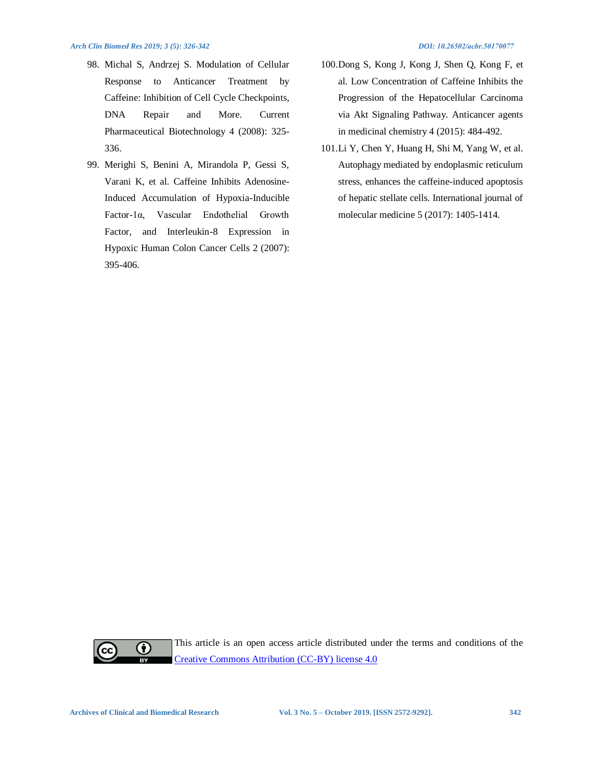98. Michal S, Andrzej S. Modulation of Cellular Response to Anticancer Treatment by Caffeine: Inhibition of Cell Cycle Checkpoints, DNA Repair and More. Current Pharmaceutical Biotechnology 4 (2008): 325-336.
99. Merighi S, Benini A, Mirandola P, Gessi S, Varani K, et al. Caffeine Inhibits Adenosine-Induced Accumulation of Hypoxia-Inducible Factor-1α, Vascular Endothelial Growth Factor, and Interleukin-8 Expression in Hypoxic Human Colon Cancer Cells 2 (2007): 395-406.
100. Dong S, Kong J, Kong J, Shen Q, Kong F, et al. Low Concentration of Caffeine Inhibits the Progression of the Hepatocellular Carcinoma via Akt Signaling Pathway. Anticancer agents in medicinal chemistry 4 (2015): 484-492.
101. Li Y, Chen Y, Huang H, Shi M, Yang W, et al. Autophagy mediated by endoplasmic reticulum stress, enhances the caffeine-induced apoptosis of hepatic stellate cells. International journal of molecular medicine 5 (2017): 1405-1414.

This article is an open access article distributed under the terms and conditions of the [Creative Commons Attribution (CC-BY) license 4.0]